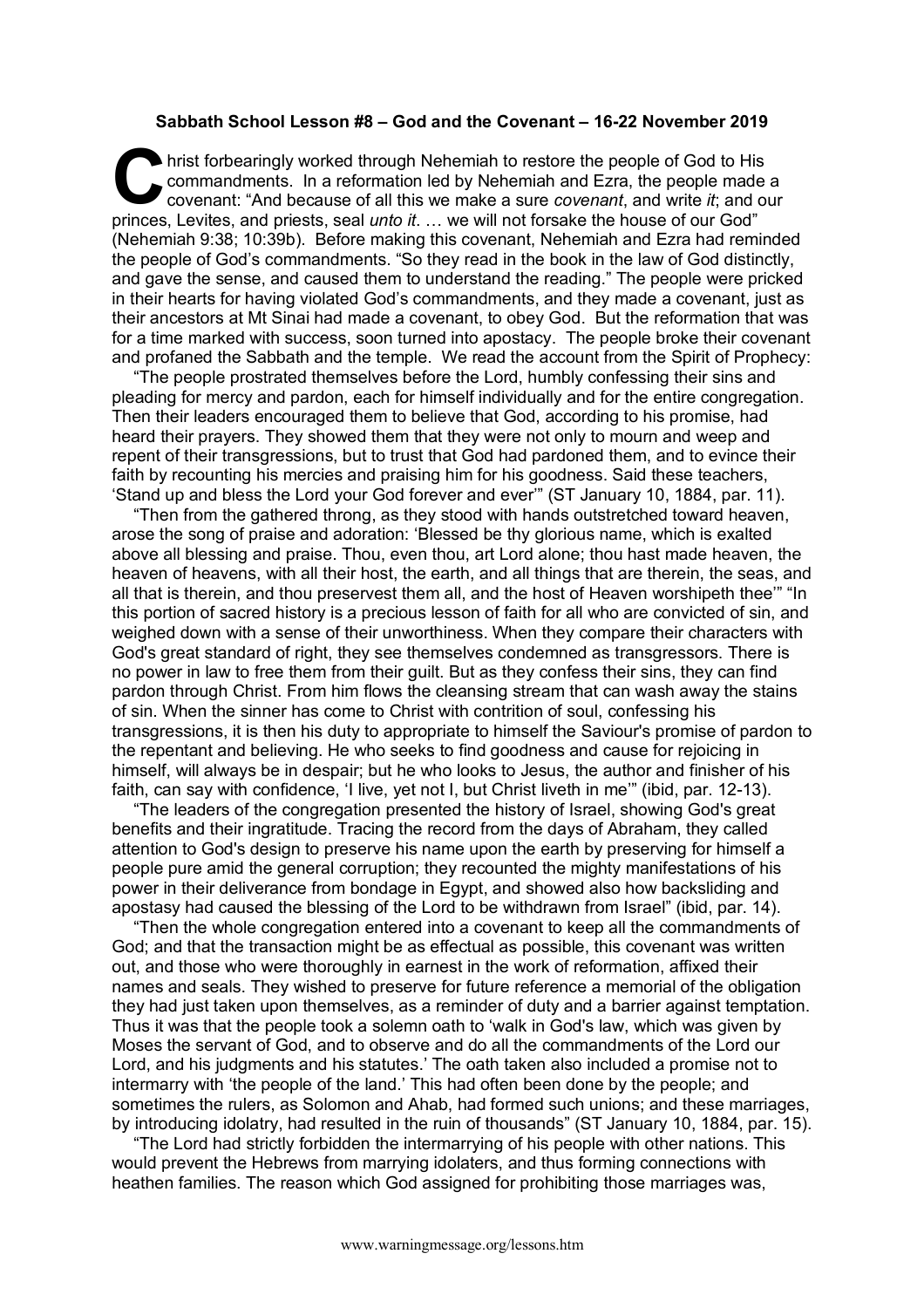**Sabbath School Lesson #8 – God and the Covenant – 16-22 November 2019**

Christ forbearingly worked through Nehemiah to restore the people of God to His commandments. In a reformation led by Nehemiah and Ezra, the people made a covenant: "And because of all this we make a sure *covenant*, and write *it*; and our princes, Levites, and priests, seal *unto it*. … we will not forsake the house of our God" (Nehemiah 9:38; 10:39b). Before making this covenant, Nehemiah and Ezra had reminded the people of God's commandments. "So they read in the book in the law of God distinctly, and gave the sense, and caused them to understand the reading." The people were pricked in their hearts for having violated God's commandments, and they made a covenant, just as their ancestors at Mt Sinai had made a covenant, to obey God. But the reformation that was for a time marked with success, soon turned into apostacy. The people broke their covenant and profaned the Sabbath and the temple. We read the account from the Spirit of Prophecy:

"The people prostrated themselves before the Lord, humbly confessing their sins and pleading for mercy and pardon, each for himself individually and for the entire congregation. Then their leaders encouraged them to believe that God, according to his promise, had heard their prayers. They showed them that they were not only to mourn and weep and repent of their transgressions, but to trust that God had pardoned them, and to evince their faith by recounting his mercies and praising him for his goodness. Said these teachers, 'Stand up and bless the Lord your God forever and ever'" (ST January 10, 1884, par. 11).

"Then from the gathered throng, as they stood with hands outstretched toward heaven, arose the song of praise and adoration: 'Blessed be thy glorious name, which is exalted above all blessing and praise. Thou, even thou, art Lord alone; thou hast made heaven, the heaven of heavens, with all their host, the earth, and all things that are therein, the seas, and all that is therein, and thou preservest them all, and the host of Heaven worshipeth thee'" "In this portion of sacred history is a precious lesson of faith for all who are convicted of sin, and weighed down with a sense of their unworthiness. When they compare their characters with God's great standard of right, they see themselves condemned as transgressors. There is no power in law to free them from their guilt. But as they confess their sins, they can find pardon through Christ. From him flows the cleansing stream that can wash away the stains of sin. When the sinner has come to Christ with contrition of soul, confessing his transgressions, it is then his duty to appropriate to himself the Saviour's promise of pardon to the repentant and believing. He who seeks to find goodness and cause for rejoicing in himself, will always be in despair; but he who looks to Jesus, the author and finisher of his faith, can say with confidence, 'I live, yet not I, but Christ liveth in me'" (ibid, par. 12-13).

"The leaders of the congregation presented the history of Israel, showing God's great benefits and their ingratitude. Tracing the record from the days of Abraham, they called attention to God's design to preserve his name upon the earth by preserving for himself a people pure amid the general corruption; they recounted the mighty manifestations of his power in their deliverance from bondage in Egypt, and showed also how backsliding and apostasy had caused the blessing of the Lord to be withdrawn from Israel" (ibid, par. 14).

"Then the whole congregation entered into a covenant to keep all the commandments of God; and that the transaction might be as effectual as possible, this covenant was written out, and those who were thoroughly in earnest in the work of reformation, affixed their names and seals. They wished to preserve for future reference a memorial of the obligation they had just taken upon themselves, as a reminder of duty and a barrier against temptation. Thus it was that the people took a solemn oath to 'walk in God's law, which was given by Moses the servant of God, and to observe and do all the commandments of the Lord our Lord, and his judgments and his statutes.' The oath taken also included a promise not to intermarry with 'the people of the land.' This had often been done by the people; and sometimes the rulers, as Solomon and Ahab, had formed such unions; and these marriages, by introducing idolatry, had resulted in the ruin of thousands" (ST January 10, 1884, par. 15).

"The Lord had strictly forbidden the intermarrying of his people with other nations. This would prevent the Hebrews from marrying idolaters, and thus forming connections with heathen families. The reason which God assigned for prohibiting those marriages was,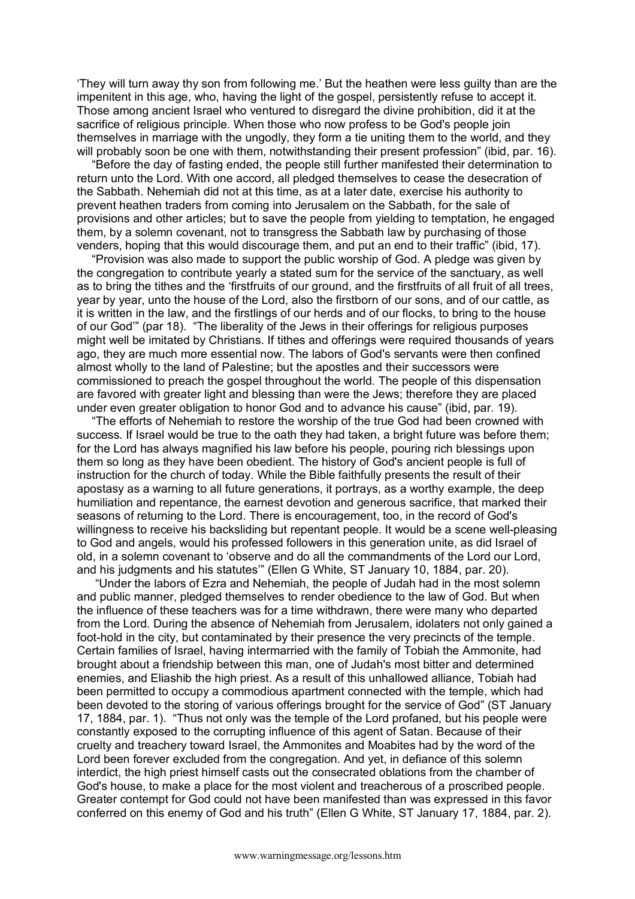'They will turn away thy son from following me.' But the heathen were less guilty than are the impenitent in this age, who, having the light of the gospel, persistently refuse to accept it. Those among ancient Israel who ventured to disregard the divine prohibition, did it at the sacrifice of religious principle. When those who now profess to be God's people join themselves in marriage with the ungodly, they form a tie uniting them to the world, and they will probably soon be one with them, notwithstanding their present profession" (ibid, par. 16).

"Before the day of fasting ended, the people still further manifested their determination to return unto the Lord. With one accord, all pledged themselves to cease the desecration of the Sabbath. Nehemiah did not at this time, as at a later date, exercise his authority to prevent heathen traders from coming into Jerusalem on the Sabbath, for the sale of provisions and other articles; but to save the people from yielding to temptation, he engaged them, by a solemn covenant, not to transgress the Sabbath law by purchasing of those venders, hoping that this would discourage them, and put an end to their traffic" (ibid, 17).

"Provision was also made to support the public worship of God. A pledge was given by the congregation to contribute yearly a stated sum for the service of the sanctuary, as well as to bring the tithes and the 'firstfruits of our ground, and the firstfruits of all fruit of all trees, year by year, unto the house of the Lord, also the firstborn of our sons, and of our cattle, as it is written in the law, and the firstlings of our herds and of our flocks, to bring to the house of our God'" (par 18). "The liberality of the Jews in their offerings for religious purposes might well be imitated by Christians. If tithes and offerings were required thousands of years ago, they are much more essential now. The labors of God's servants were then confined almost wholly to the land of Palestine; but the apostles and their successors were commissioned to preach the gospel throughout the world. The people of this dispensation are favored with greater light and blessing than were the Jews; therefore they are placed under even greater obligation to honor God and to advance his cause" (ibid, par. 19).

"The efforts of Nehemiah to restore the worship of the true God had been crowned with success. If Israel would be true to the oath they had taken, a bright future was before them; for the Lord has always magnified his law before his people, pouring rich blessings upon them so long as they have been obedient. The history of God's ancient people is full of instruction for the church of today. While the Bible faithfully presents the result of their apostasy as a warning to all future generations, it portrays, as a worthy example, the deep humiliation and repentance, the earnest devotion and generous sacrifice, that marked their seasons of returning to the Lord. There is encouragement, too, in the record of God's willingness to receive his backsliding but repentant people. It would be a scene well-pleasing to God and angels, would his professed followers in this generation unite, as did Israel of old, in a solemn covenant to 'observe and do all the commandments of the Lord our Lord, and his judgments and his statutes'" (Ellen G White, ST January 10, 1884, par. 20).

"Under the labors of Ezra and Nehemiah, the people of Judah had in the most solemn and public manner, pledged themselves to render obedience to the law of God. But when the influence of these teachers was for a time withdrawn, there were many who departed from the Lord. During the absence of Nehemiah from Jerusalem, idolaters not only gained a foot-hold in the city, but contaminated by their presence the very precincts of the temple. Certain families of Israel, having intermarried with the family of Tobiah the Ammonite, had brought about a friendship between this man, one of Judah's most bitter and determined enemies, and Eliashib the high priest. As a result of this unhallowed alliance, Tobiah had been permitted to occupy a commodious apartment connected with the temple, which had been devoted to the storing of various offerings brought for the service of God" (ST January 17, 1884, par. 1). "Thus not only was the temple of the Lord profaned, but his people were constantly exposed to the corrupting influence of this agent of Satan. Because of their cruelty and treachery toward Israel, the Ammonites and Moabites had by the word of the Lord been forever excluded from the congregation. And yet, in defiance of this solemn interdict, the high priest himself casts out the consecrated oblations from the chamber of God's house, to make a place for the most violent and treacherous of a proscribed people. Greater contempt for God could not have been manifested than was expressed in this favor conferred on this enemy of God and his truth" (Ellen G White, ST January 17, 1884, par. 2).

www.warningmessage.org/lessons.htm